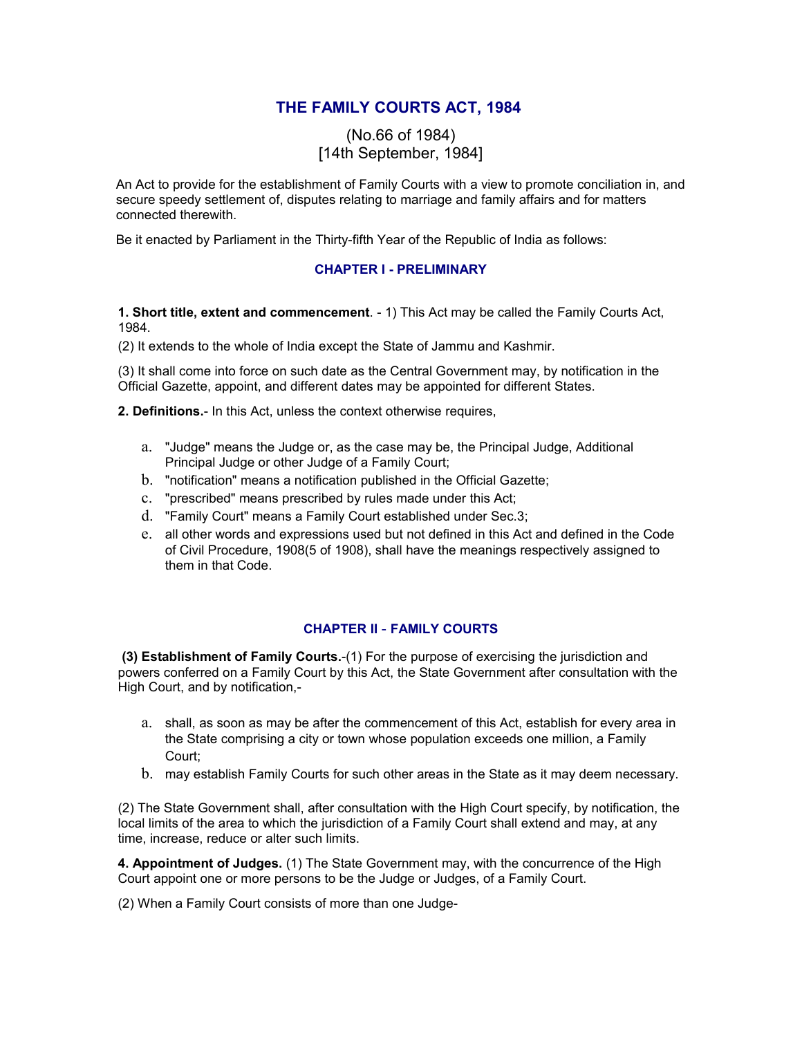# THE FAMILY COURTS ACT, 1984

(No.66 of 1984)
[14th September, 1984]

An Act to provide for the establishment of Family Courts with a view to promote conciliation in, and secure speedy settlement of, disputes relating to marriage and family affairs and for matters connected therewith.

Be it enacted by Parliament in the Thirty-fifth Year of the Republic of India as follows:

### CHAPTER I - PRELIMINARY

**1. Short title, extent and commencement**. - 1) This Act may be called the Family Courts Act, 1984.

(2) It extends to the whole of India except the State of Jammu and Kashmir.

(3) It shall come into force on such date as the Central Government may, by notification in the Official Gazette, appoint, and different dates may be appointed for different States.

**2. Definitions.**- In this Act, unless the context otherwise requires,

a. "Judge" means the Judge or, as the case may be, the Principal Judge, Additional Principal Judge or other Judge of a Family Court;
b. "notification" means a notification published in the Official Gazette;
c. "prescribed" means prescribed by rules made under this Act;
d. "Family Court" means a Family Court established under Sec.3;
e. all other words and expressions used but not defined in this Act and defined in the Code of Civil Procedure, 1908(5 of 1908), shall have the meanings respectively assigned to them in that Code.

### CHAPTER II - FAMILY COURTS

**(3) Establishment of Family Courts.**-(1) For the purpose of exercising the jurisdiction and powers conferred on a Family Court by this Act, the State Government after consultation with the High Court, and by notification,-

a. shall, as soon as may be after the commencement of this Act, establish for every area in the State comprising a city or town whose population exceeds one million, a Family Court;
b. may establish Family Courts for such other areas in the State as it may deem necessary.

(2) The State Government shall, after consultation with the High Court specify, by notification, the local limits of the area to which the jurisdiction of a Family Court shall extend and may, at any time, increase, reduce or alter such limits.

**4. Appointment of Judges.** (1) The State Government may, with the concurrence of the High Court appoint one or more persons to be the Judge or Judges, of a Family Court.

(2) When a Family Court consists of more than one Judge-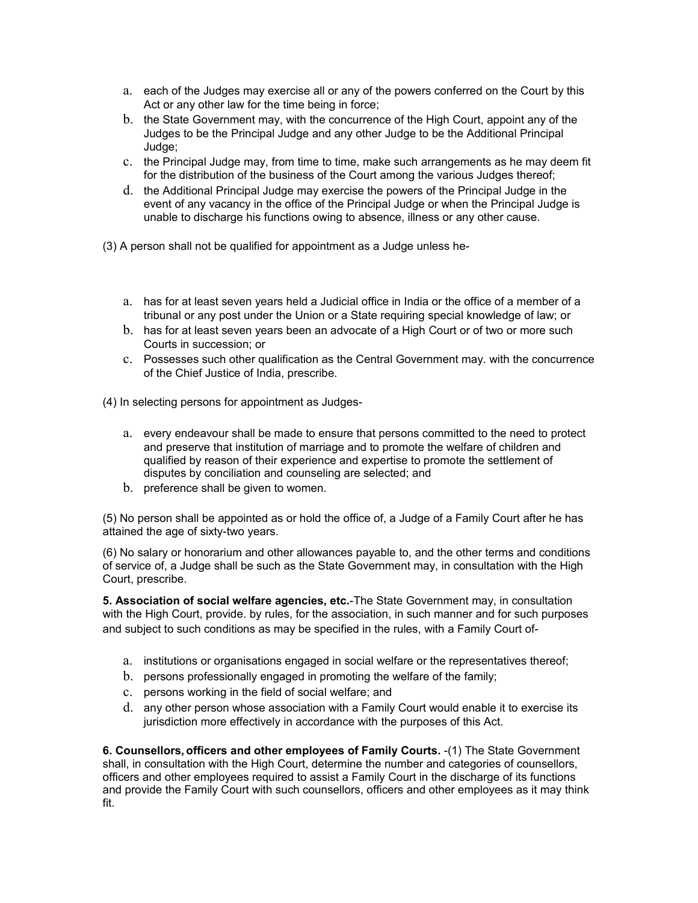a. each of the Judges may exercise all or any of the powers conferred on the Court by this Act or any other law for the time being in force;
b. the State Government may, with the concurrence of the High Court, appoint any of the Judges to be the Principal Judge and any other Judge to be the Additional Principal Judge;
c. the Principal Judge may, from time to time, make such arrangements as he may deem fit for the distribution of the business of the Court among the various Judges thereof;
d. the Additional Principal Judge may exercise the powers of the Principal Judge in the event of any vacancy in the office of the Principal Judge or when the Principal Judge is unable to discharge his functions owing to absence, illness or any other cause.

(3) A person shall not be qualified for appointment as a Judge unless he-

a. has for at least seven years held a Judicial office in India or the office of a member of a tribunal or any post under the Union or a State requiring special knowledge of law; or
b. has for at least seven years been an advocate of a High Court or of two or more such Courts in succession; or
c. Possesses such other qualification as the Central Government may. with the concurrence of the Chief Justice of India, prescribe.

(4) In selecting persons for appointment as Judges-

a. every endeavour shall be made to ensure that persons committed to the need to protect and preserve that institution of marriage and to promote the welfare of children and qualified by reason of their experience and expertise to promote the settlement of disputes by conciliation and counseling are selected; and
b. preference shall be given to women.

(5) No person shall be appointed as or hold the office of, a Judge of a Family Court after he has attained the age of sixty-two years.

(6) No salary or honorarium and other allowances payable to, and the other terms and conditions of service of, a Judge shall be such as the State Government may, in consultation with the High Court, prescribe.

**5. Association of social welfare agencies, etc.**-The State Government may, in consultation with the High Court, provide. by rules, for the association, in such manner and for such purposes and subject to such conditions as may be specified in the rules, with a Family Court of-

a. institutions or organisations engaged in social welfare or the representatives thereof;
b. persons professionally engaged in promoting the welfare of the family;
c. persons working in the field of social welfare; and
d. any other person whose association with a Family Court would enable it to exercise its jurisdiction more effectively in accordance with the purposes of this Act.

**6. Counsellors, officers and other employees of Family Courts.** -(1) The State Government shall, in consultation with the High Court, determine the number and categories of counsellors, officers and other employees required to assist a Family Court in the discharge of its functions and provide the Family Court with such counsellors, officers and other employees as it may think fit.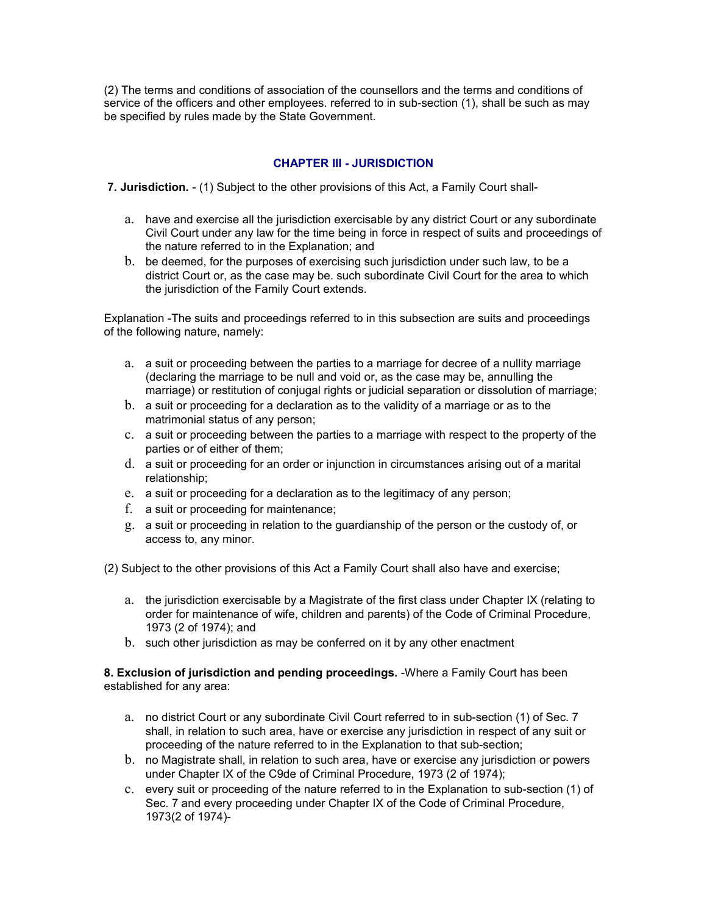(2) The terms and conditions of association of the counsellors and the terms and conditions of service of the officers and other employees. referred to in sub-section (1), shall be such as may be specified by rules made by the State Government.

## CHAPTER III - JURISDICTION

**7. Jurisdiction.** - (1) Subject to the other provisions of this Act, a Family Court shall-

a. have and exercise all the jurisdiction exercisable by any district Court or any subordinate Civil Court under any law for the time being in force in respect of suits and proceedings of the nature referred to in the Explanation; and
b. be deemed, for the purposes of exercising such jurisdiction under such law, to be a district Court or, as the case may be. such subordinate Civil Court for the area to which the jurisdiction of the Family Court extends.

Explanation -The suits and proceedings referred to in this subsection are suits and proceedings of the following nature, namely:

a. a suit or proceeding between the parties to a marriage for decree of a nullity marriage (declaring the marriage to be null and void or, as the case may be, annulling the marriage) or restitution of conjugal rights or judicial separation or dissolution of marriage;
b. a suit or proceeding for a declaration as to the validity of a marriage or as to the matrimonial status of any person;
c. a suit or proceeding between the parties to a marriage with respect to the property of the parties or of either of them;
d. a suit or proceeding for an order or injunction in circumstances arising out of a marital relationship;
e. a suit or proceeding for a declaration as to the legitimacy of any person;
f. a suit or proceeding for maintenance;
g. a suit or proceeding in relation to the guardianship of the person or the custody of, or access to, any minor.

(2) Subject to the other provisions of this Act a Family Court shall also have and exercise;

a. the jurisdiction exercisable by a Magistrate of the first class under Chapter IX (relating to order for maintenance of wife, children and parents) of the Code of Criminal Procedure, 1973 (2 of 1974); and
b. such other jurisdiction as may be conferred on it by any other enactment

**8. Exclusion of jurisdiction and pending proceedings.** -Where a Family Court has been established for any area:

a. no district Court or any subordinate Civil Court referred to in sub-section (1) of Sec. 7 shall, in relation to such area, have or exercise any jurisdiction in respect of any suit or proceeding of the nature referred to in the Explanation to that sub-section;
b. no Magistrate shall, in relation to such area, have or exercise any jurisdiction or powers under Chapter IX of the C9de of Criminal Procedure, 1973 (2 of 1974);
c. every suit or proceeding of the nature referred to in the Explanation to sub-section (1) of Sec. 7 and every proceeding under Chapter IX of the Code of Criminal Procedure, 1973(2 of 1974)-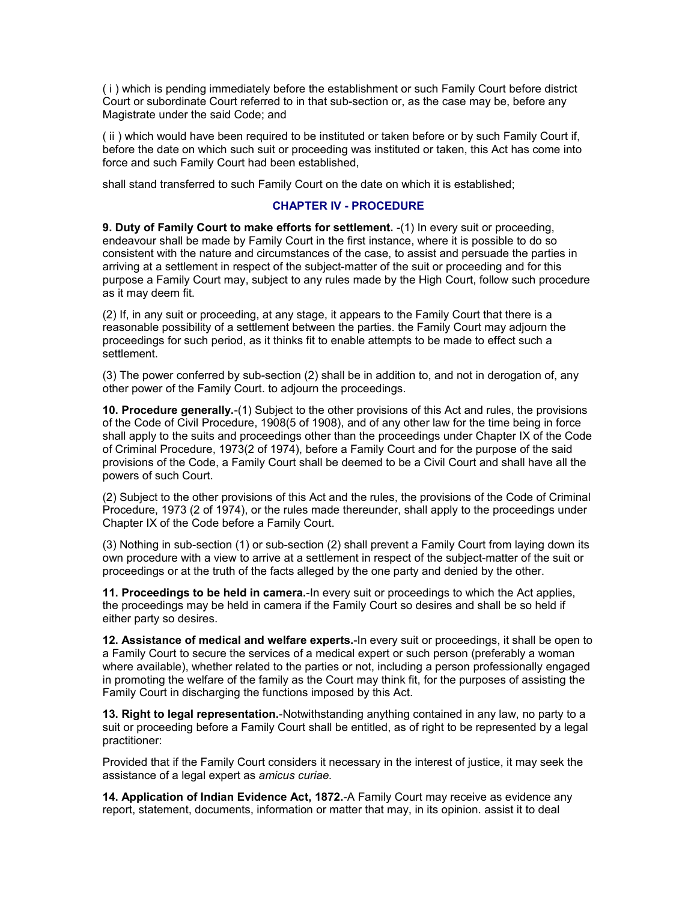( i ) which is pending immediately before the establishment or such Family Court before district Court or subordinate Court referred to in that sub-section or, as the case may be, before any Magistrate under the said Code; and

( ii ) which would have been required to be instituted or taken before or by such Family Court if, before the date on which such suit or proceeding was instituted or taken, this Act has come into force and such Family Court had been established,

shall stand transferred to such Family Court on the date on which it is established;

## CHAPTER IV - PROCEDURE

**9. Duty of Family Court to make efforts for settlement.** -(1) In every suit or proceeding, endeavour shall be made by Family Court in the first instance, where it is possible to do so consistent with the nature and circumstances of the case, to assist and persuade the parties in arriving at a settlement in respect of the subject-matter of the suit or proceeding and for this purpose a Family Court may, subject to any rules made by the High Court, follow such procedure as it may deem fit.

(2) If, in any suit or proceeding, at any stage, it appears to the Family Court that there is a reasonable possibility of a settlement between the parties. the Family Court may adjourn the proceedings for such period, as it thinks fit to enable attempts to be made to effect such a settlement.

(3) The power conferred by sub-section (2) shall be in addition to, and not in derogation of, any other power of the Family Court. to adjourn the proceedings.

**10. Procedure generally.**-(1) Subject to the other provisions of this Act and rules, the provisions of the Code of Civil Procedure, 1908(5 of 1908), and of any other law for the time being in force shall apply to the suits and proceedings other than the proceedings under Chapter IX of the Code of Criminal Procedure, 1973(2 of 1974), before a Family Court and for the purpose of the said provisions of the Code, a Family Court shall be deemed to be a Civil Court and shall have all the powers of such Court.

(2) Subject to the other provisions of this Act and the rules, the provisions of the Code of Criminal Procedure, 1973 (2 of 1974), or the rules made thereunder, shall apply to the proceedings under Chapter IX of the Code before a Family Court.

(3) Nothing in sub-section (1) or sub-section (2) shall prevent a Family Court from laying down its own procedure with a view to arrive at a settlement in respect of the subject-matter of the suit or proceedings or at the truth of the facts alleged by the one party and denied by the other.

**11. Proceedings to be held in camera.**-In every suit or proceedings to which the Act applies, the proceedings may be held in camera if the Family Court so desires and shall be so held if either party so desires.

**12. Assistance of medical and welfare experts.**-In every suit or proceedings, it shall be open to a Family Court to secure the services of a medical expert or such person (preferably a woman where available), whether related to the parties or not, including a person professionally engaged in promoting the welfare of the family as the Court may think fit, for the purposes of assisting the Family Court in discharging the functions imposed by this Act.

**13. Right to legal representation.**-Notwithstanding anything contained in any law, no party to a suit or proceeding before a Family Court shall be entitled, as of right to be represented by a legal practitioner:

Provided that if the Family Court considers it necessary in the interest of justice, it may seek the assistance of a legal expert as *amicus curiae.*

**14. Application of Indian Evidence Act, 1872.**-A Family Court may receive as evidence any report, statement, documents, information or matter that may, in its opinion. assist it to deal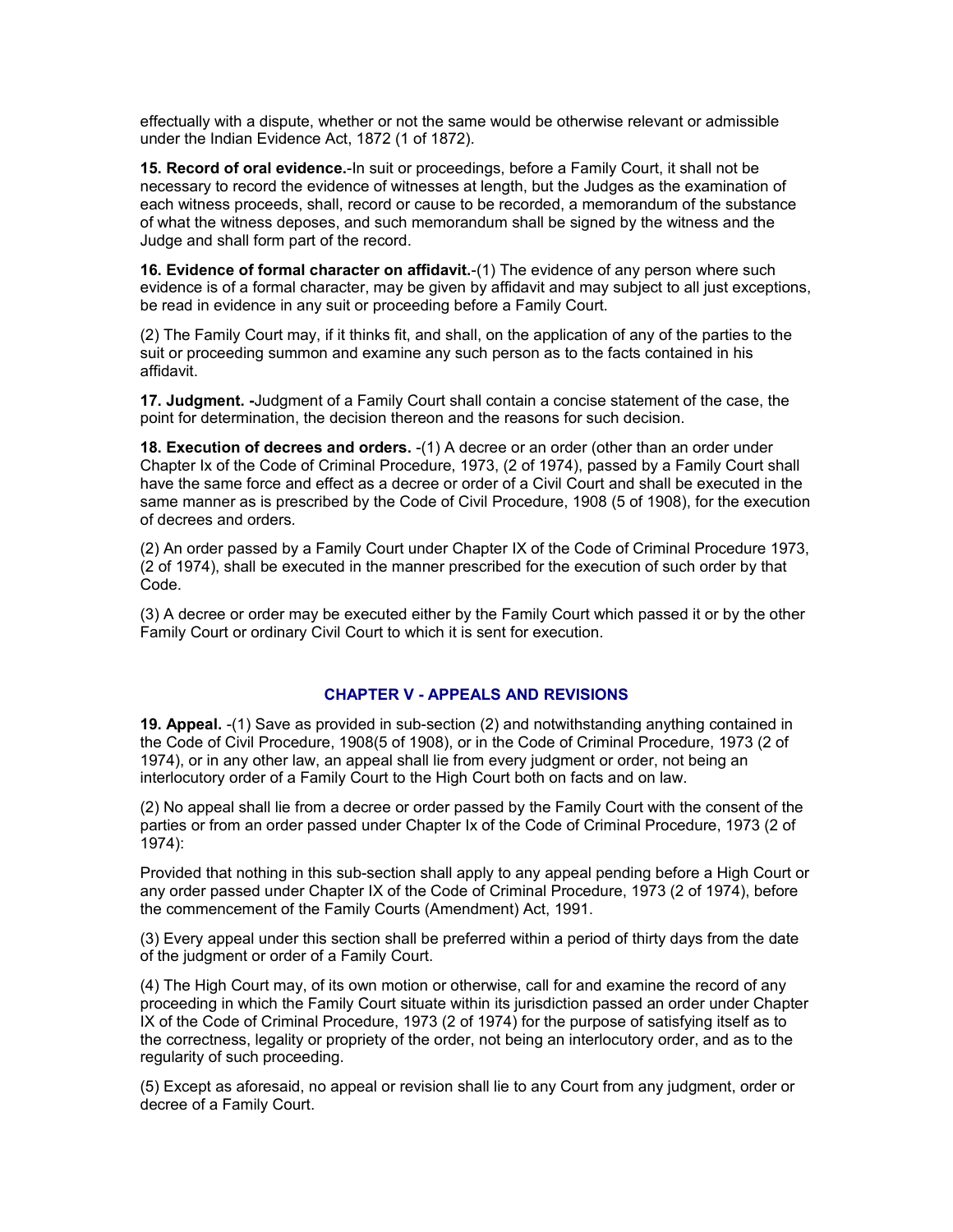effectually with a dispute, whether or not the same would be otherwise relevant or admissible under the Indian Evidence Act, 1872 (1 of 1872).

**15. Record of oral evidence.**-In suit or proceedings, before a Family Court, it shall not be necessary to record the evidence of witnesses at length, but the Judges as the examination of each witness proceeds, shall, record or cause to be recorded, a memorandum of the substance of what the witness deposes, and such memorandum shall be signed by the witness and the Judge and shall form part of the record.

**16. Evidence of formal character on affidavit.**-(1) The evidence of any person where such evidence is of a formal character, may be given by affidavit and may subject to all just exceptions, be read in evidence in any suit or proceeding before a Family Court.

(2) The Family Court may, if it thinks fit, and shall, on the application of any of the parties to the suit or proceeding summon and examine any such person as to the facts contained in his affidavit.

**17. Judgment. -**Judgment of a Family Court shall contain a concise statement of the case, the point for determination, the decision thereon and the reasons for such decision.

**18. Execution of decrees and orders.** -(1) A decree or an order (other than an order under Chapter Ix of the Code of Criminal Procedure, 1973, (2 of 1974), passed by a Family Court shall have the same force and effect as a decree or order of a Civil Court and shall be executed in the same manner as is prescribed by the Code of Civil Procedure, 1908 (5 of 1908), for the execution of decrees and orders.

(2) An order passed by a Family Court under Chapter IX of the Code of Criminal Procedure 1973, (2 of 1974), shall be executed in the manner prescribed for the execution of such order by that Code.

(3) A decree or order may be executed either by the Family Court which passed it or by the other Family Court or ordinary Civil Court to which it is sent for execution.

## CHAPTER V - APPEALS AND REVISIONS

**19. Appeal.** -(1) Save as provided in sub-section (2) and notwithstanding anything contained in the Code of Civil Procedure, 1908(5 of 1908), or in the Code of Criminal Procedure, 1973 (2 of 1974), or in any other law, an appeal shall lie from every judgment or order, not being an interlocutory order of a Family Court to the High Court both on facts and on law.

(2) No appeal shall lie from a decree or order passed by the Family Court with the consent of the parties or from an order passed under Chapter Ix of the Code of Criminal Procedure, 1973 (2 of 1974):

Provided that nothing in this sub-section shall apply to any appeal pending before a High Court or any order passed under Chapter IX of the Code of Criminal Procedure, 1973 (2 of 1974), before the commencement of the Family Courts (Amendment) Act, 1991.

(3) Every appeal under this section shall be preferred within a period of thirty days from the date of the judgment or order of a Family Court.

(4) The High Court may, of its own motion or otherwise, call for and examine the record of any proceeding in which the Family Court situate within its jurisdiction passed an order under Chapter IX of the Code of Criminal Procedure, 1973 (2 of 1974) for the purpose of satisfying itself as to the correctness, legality or propriety of the order, not being an interlocutory order, and as to the regularity of such proceeding.

(5) Except as aforesaid, no appeal or revision shall lie to any Court from any judgment, order or decree of a Family Court.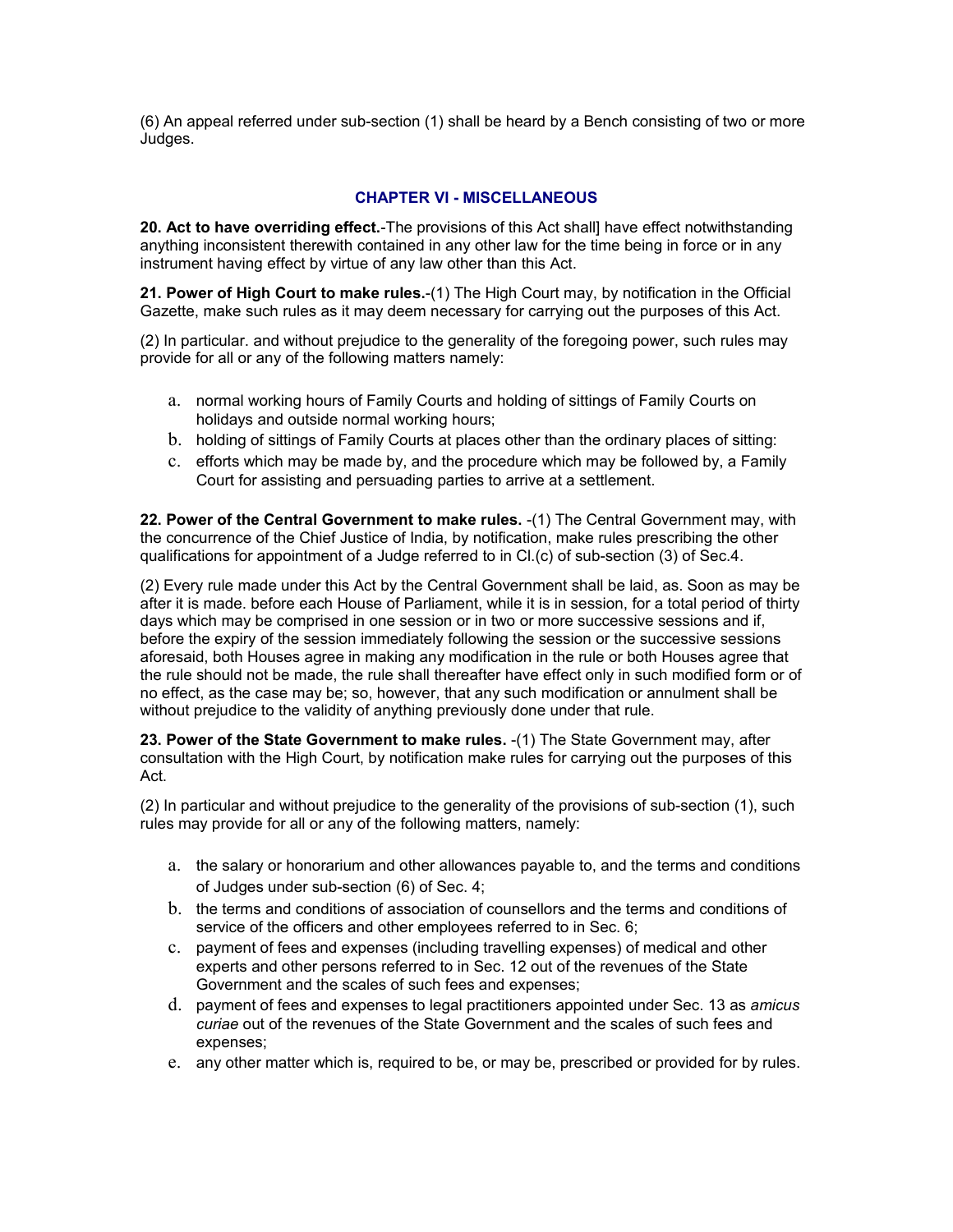(6) An appeal referred under sub-section (1) shall be heard by a Bench consisting of two or more Judges.

## CHAPTER VI - MISCELLANEOUS

**20. Act to have overriding effect.**-The provisions of this Act shall] have effect notwithstanding anything inconsistent therewith contained in any other law for the time being in force or in any instrument having effect by virtue of any law other than this Act.

**21. Power of High Court to make rules.**-(1) The High Court may, by notification in the Official Gazette, make such rules as it may deem necessary for carrying out the purposes of this Act.

(2) In particular. and without prejudice to the generality of the foregoing power, such rules may provide for all or any of the following matters namely:

a. normal working hours of Family Courts and holding of sittings of Family Courts on holidays and outside normal working hours;
b. holding of sittings of Family Courts at places other than the ordinary places of sitting:
c. efforts which may be made by, and the procedure which may be followed by, a Family Court for assisting and persuading parties to arrive at a settlement.

**22. Power of the Central Government to make rules.** -(1) The Central Government may, with the concurrence of the Chief Justice of India, by notification, make rules prescribing the other qualifications for appointment of a Judge referred to in Cl.(c) of sub-section (3) of Sec.4.

(2) Every rule made under this Act by the Central Government shall be laid, as. Soon as may be after it is made. before each House of Parliament, while it is in session, for a total period of thirty days which may be comprised in one session or in two or more successive sessions and if, before the expiry of the session immediately following the session or the successive sessions aforesaid, both Houses agree in making any modification in the rule or both Houses agree that the rule should not be made, the rule shall thereafter have effect only in such modified form or of no effect, as the case may be; so, however, that any such modification or annulment shall be without prejudice to the validity of anything previously done under that rule.

**23. Power of the State Government to make rules.** -(1) The State Government may, after consultation with the High Court, by notification make rules for carrying out the purposes of this Act.

(2) In particular and without prejudice to the generality of the provisions of sub-section (1), such rules may provide for all or any of the following matters, namely:

a. the salary or honorarium and other allowances payable to, and the terms and conditions of Judges under sub-section (6) of Sec. 4;
b. the terms and conditions of association of counsellors and the terms and conditions of service of the officers and other employees referred to in Sec. 6;
c. payment of fees and expenses (including travelling expenses) of medical and other experts and other persons referred to in Sec. 12 out of the revenues of the State Government and the scales of such fees and expenses;
d. payment of fees and expenses to legal practitioners appointed under Sec. 13 as *amicus curiae* out of the revenues of the State Government and the scales of such fees and expenses;
e. any other matter which is, required to be, or may be, prescribed or provided for by rules.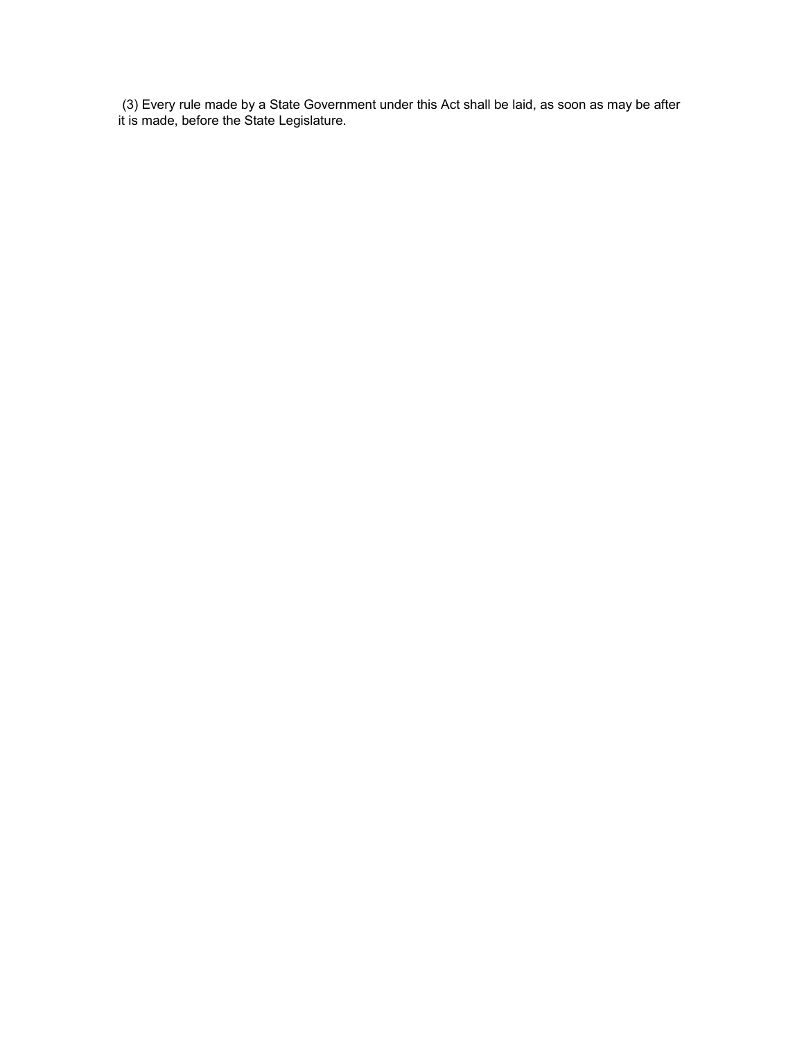(3) Every rule made by a State Government under this Act shall be laid, as soon as may be after it is made, before the State Legislature.